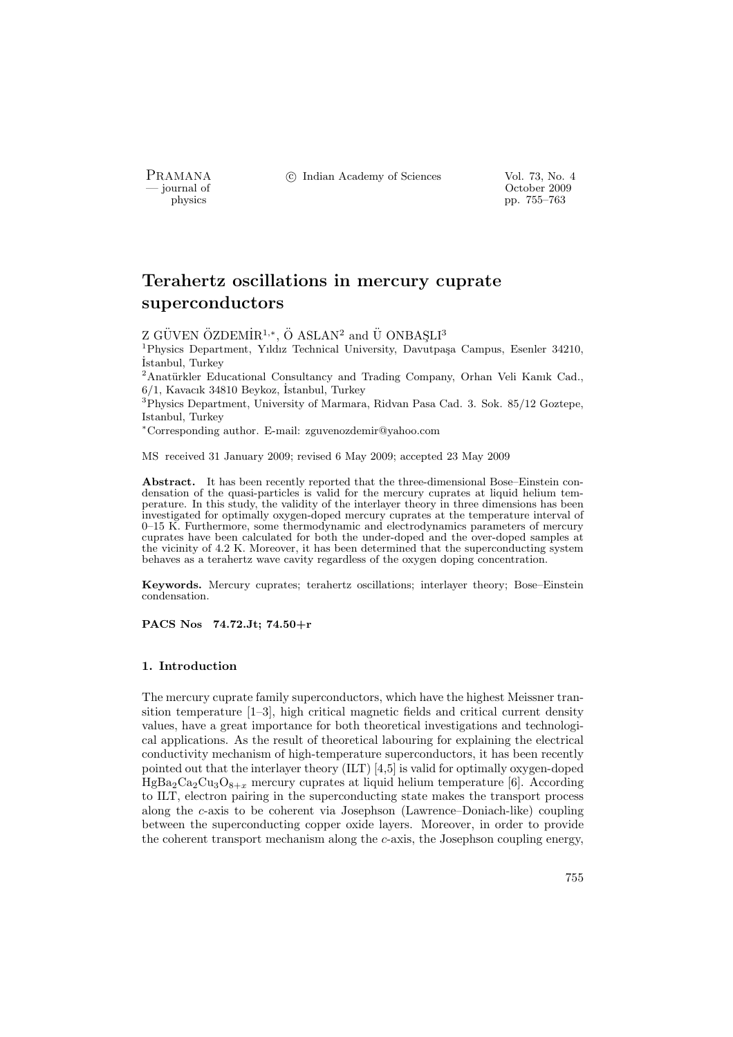# Terahertz oscillations in mercury cuprate superconductors

Z GÜVEN ÖZDEMİR[1,*], Ö ASLAN[2] and Ü ONBAŞLI[3]

[1]Physics Department, Yıldız Technical University, Davutpaşa Campus, Esenler 34210, İstanbul, Turkey

[2]Anatürkler Educational Consultancy and Trading Company, Orhan Veli Kanık Cad., 6/1, Kavacık 34810 Beykoz, İstanbul, Turkey

[3]Physics Department, University of Marmara, Ridvan Pasa Cad. 3. Sok. 85/12 Goztepe, Istanbul, Turkey

*Corresponding author. E-mail: zguvenozdemir@yahoo.com

MS received 31 January 2009; revised 6 May 2009; accepted 23 May 2009

**Abstract.** It has been recently reported that the three-dimensional Bose–Einstein condensation of the quasi-particles is valid for the mercury cuprates at liquid helium temperature. In this study, the validity of the interlayer theory in three dimensions has been investigated for optimally oxygen-doped mercury cuprates at the temperature interval of 0–15 K. Furthermore, some thermodynamic and electrodynamics parameters of mercury cuprates have been calculated for both the under-doped and the over-doped samples at the vicinity of 4.2 K. Moreover, it has been determined that the superconducting system behaves as a terahertz wave cavity regardless of the oxygen doping concentration.

**Keywords.** Mercury cuprates; terahertz oscillations; interlayer theory; Bose–Einstein condensation.

**PACS Nos 74.72.Jt; 74.50+r**

## 1. Introduction

The mercury cuprate family superconductors, which have the highest Meissner transition temperature [1–3], high critical magnetic fields and critical current density values, have a great importance for both theoretical investigations and technological applications. As the result of theoretical labouring for explaining the electrical conductivity mechanism of high-temperature superconductors, it has been recently pointed out that the interlayer theory (ILT) [4,5] is valid for optimally oxygen-doped $HgBa_2Ca_2Cu_3O_{8+x}$ mercury cuprates at liquid helium temperature [6]. According to ILT, electron pairing in the superconducting state makes the transport process along the *c*-axis to be coherent via Josephson (Lawrence–Doniach-like) coupling between the superconducting copper oxide layers. Moreover, in order to provide the coherent transport mechanism along the *c*-axis, the Josephson coupling energy,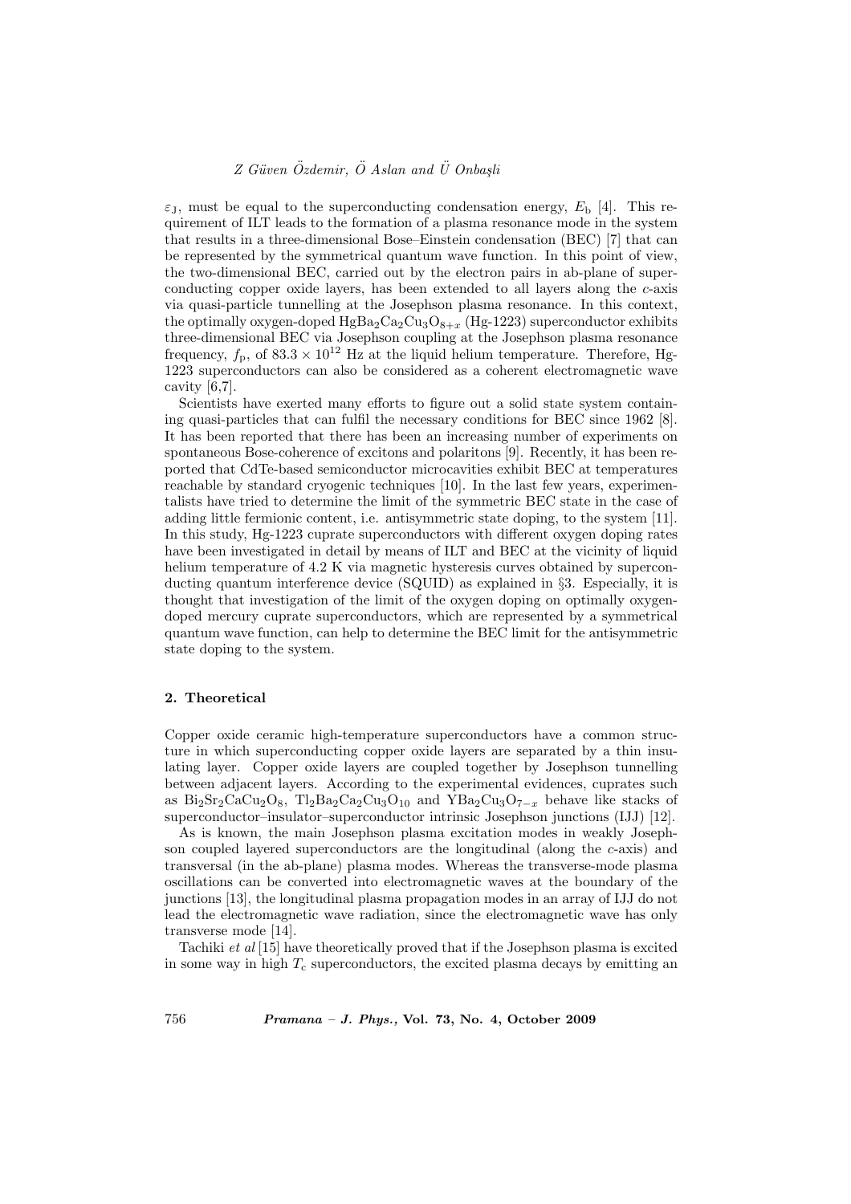$\varepsilon_J$, must be equal to the superconducting condensation energy, $E_b$ [4]. This requirement of ILT leads to the formation of a plasma resonance mode in the system that results in a three-dimensional Bose–Einstein condensation (BEC) [7] that can be represented by the symmetrical quantum wave function. In this point of view, the two-dimensional BEC, carried out by the electron pairs in ab-plane of superconducting copper oxide layers, has been extended to all layers along the $c$-axis via quasi-particle tunnelling at the Josephson plasma resonance. In this context, the optimally oxygen-doped $HgBa_2Ca_2Cu_3O_{8+x}$ (Hg-1223) superconductor exhibits three-dimensional BEC via Josephson coupling at the Josephson plasma resonance frequency, $f_p$, of $83.3 \times 10^{12}$ Hz at the liquid helium temperature. Therefore, Hg-1223 superconductors can also be considered as a coherent electromagnetic wave cavity [6,7].

Scientists have exerted many efforts to figure out a solid state system containing quasi-particles that can fulfil the necessary conditions for BEC since 1962 [8]. It has been reported that there has been an increasing number of experiments on spontaneous Bose-coherence of excitons and polaritons [9]. Recently, it has been reported that CdTe-based semiconductor microcavities exhibit BEC at temperatures reachable by standard cryogenic techniques [10]. In the last few years, experimentalists have tried to determine the limit of the symmetric BEC state in the case of adding little fermionic content, i.e. antisymmetric state doping, to the system [11]. In this study, Hg-1223 cuprate superconductors with different oxygen doping rates have been investigated in detail by means of ILT and BEC at the vicinity of liquid helium temperature of 4.2 K via magnetic hysteresis curves obtained by superconducting quantum interference device (SQUID) as explained in §3. Especially, it is thought that investigation of the limit of the oxygen doping on optimally oxygen-doped mercury cuprate superconductors, which are represented by a symmetrical quantum wave function, can help to determine the BEC limit for the antisymmetric state doping to the system.

## 2. Theoretical

Copper oxide ceramic high-temperature superconductors have a common structure in which superconducting copper oxide layers are separated by a thin insulating layer. Copper oxide layers are coupled together by Josephson tunnelling between adjacent layers. According to the experimental evidences, cuprates such as $Bi_2Sr_2CaCu_2O_8$, $Tl_2Ba_2Ca_2Cu_3O_{10}$ and $YBa_2Cu_3O_{7-x}$ behave like stacks of superconductor–insulator–superconductor intrinsic Josephson junctions (IJJ) [12].

As is known, the main Josephson plasma excitation modes in weakly Josephson coupled layered superconductors are the longitudinal (along the $c$-axis) and transversal (in the ab-plane) plasma modes. Whereas the transverse-mode plasma oscillations can be converted into electromagnetic waves at the boundary of the junctions [13], the longitudinal plasma propagation modes in an array of IJJ do not lead the electromagnetic wave radiation, since the electromagnetic wave has only transverse mode [14].

Tachiki *et al* [15] have theoretically proved that if the Josephson plasma is excited in some way in high $T_c$ superconductors, the excited plasma decays by emitting an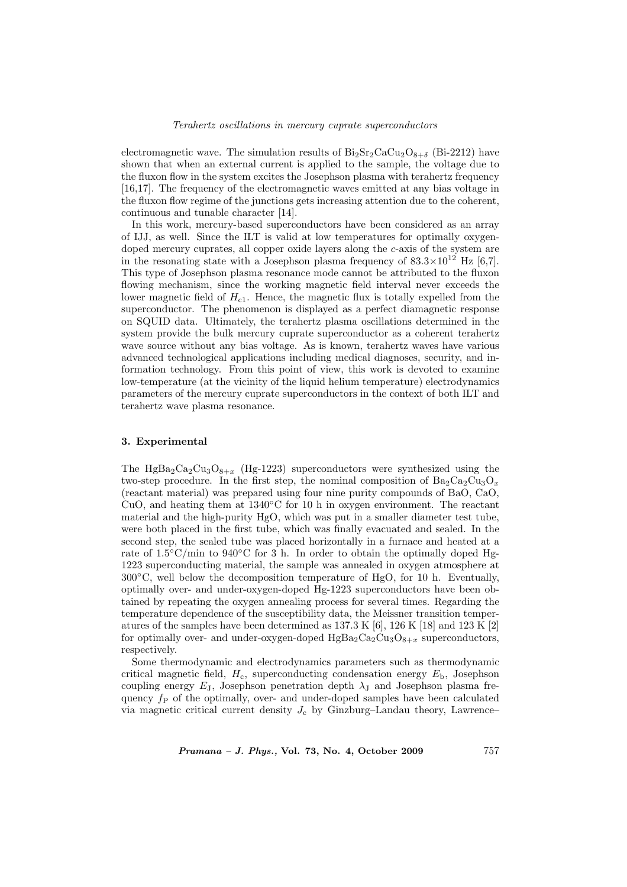electromagnetic wave. The simulation results of $Bi_2Sr_2CaCu_2O_{8+\delta}$ (Bi-2212) have shown that when an external current is applied to the sample, the voltage due to the fluxon flow in the system excites the Josephson plasma with terahertz frequency [16,17]. The frequency of the electromagnetic waves emitted at any bias voltage in the fluxon flow regime of the junctions gets increasing attention due to the coherent, continuous and tunable character [14].

In this work, mercury-based superconductors have been considered as an array of IJJ, as well. Since the ILT is valid at low temperatures for optimally oxygen-doped mercury cuprates, all copper oxide layers along the $c$-axis of the system are in the resonating state with a Josephson plasma frequency of $83.3\times10^{12}$ Hz [6,7]. This type of Josephson plasma resonance mode cannot be attributed to the fluxon flowing mechanism, since the working magnetic field interval never exceeds the lower magnetic field of $H_{c1}$. Hence, the magnetic flux is totally expelled from the superconductor. The phenomenon is displayed as a perfect diamagnetic response on SQUID data. Ultimately, the terahertz plasma oscillations determined in the system provide the bulk mercury cuprate superconductor as a coherent terahertz wave source without any bias voltage. As is known, terahertz waves have various advanced technological applications including medical diagnoses, security, and information technology. From this point of view, this work is devoted to examine low-temperature (at the vicinity of the liquid helium temperature) electrodynamics parameters of the mercury cuprate superconductors in the context of both ILT and terahertz wave plasma resonance.

## 3. Experimental

The $HgBa_2Ca_2Cu_3O_{8+x}$ (Hg-1223) superconductors were synthesized using the two-step procedure. In the first step, the nominal composition of $Ba_2Ca_2Cu_3O_x$ (reactant material) was prepared using four nine purity compounds of BaO, CaO, CuO, and heating them at 1340°C for 10 h in oxygen environment. The reactant material and the high-purity HgO, which was put in a smaller diameter test tube, were both placed in the first tube, which was finally evacuated and sealed. In the second step, the sealed tube was placed horizontally in a furnace and heated at a rate of 1.5°C/min to 940°C for 3 h. In order to obtain the optimally doped Hg-1223 superconducting material, the sample was annealed in oxygen atmosphere at 300°C, well below the decomposition temperature of HgO, for 10 h. Eventually, optimally over- and under-oxygen-doped Hg-1223 superconductors have been obtained by repeating the oxygen annealing process for several times. Regarding the temperature dependence of the susceptibility data, the Meissner transition temperatures of the samples have been determined as 137.3 K [6], 126 K [18] and 123 K [2] for optimally over- and under-oxygen-doped $HgBa_2Ca_2Cu_3O_{8+x}$ superconductors, respectively.

Some thermodynamic and electrodynamics parameters such as thermodynamic critical magnetic field, $H_c$, superconducting condensation energy $E_b$, Josephson coupling energy $E_J$, Josephson penetration depth $\lambda_J$ and Josephson plasma frequency $f_P$ of the optimally, over- and under-doped samples have been calculated via magnetic critical current density $J_c$ by Ginzburg–Landau theory, Lawrence–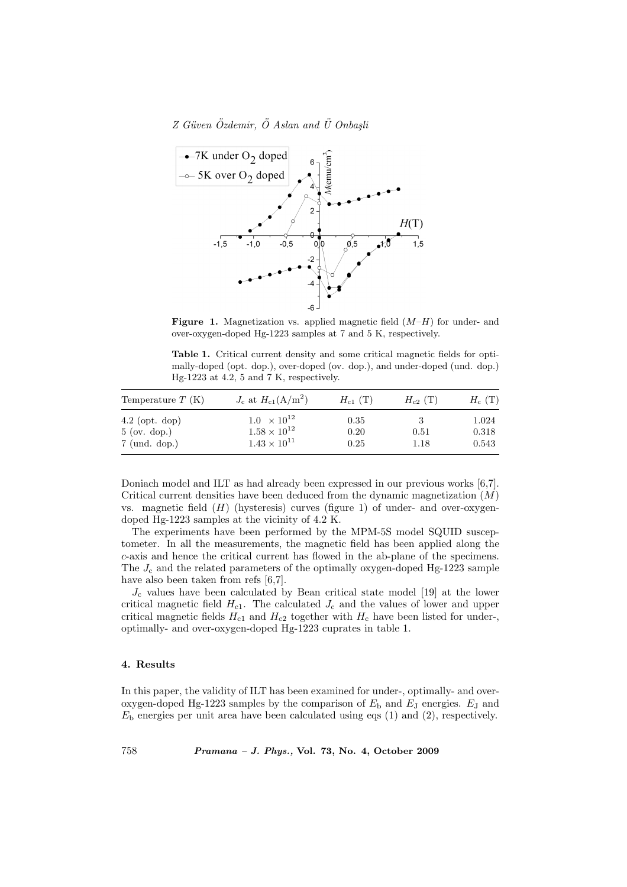—●— 7K under $O_2$ doped

—○— 5K over $O_2$ doped

$M$(emu/cm$^3$)

$H$(T)

6, 4, 2, 0, -2, -4, -6

-1,5, -1,0, -0,5, 0,0, 0,5, 1,0, 1,5

**Figure 1.** Magnetization vs. applied magnetic field ($M$–$H$) for under- and over-oxygen-doped Hg-1223 samples at 7 and 5 K, respectively.

**Table 1.** Critical current density and some critical magnetic fields for optimally-doped (opt. dop.), over-doped (ov. dop.), and under-doped (und. dop.) Hg-1223 at 4.2, 5 and 7 K, respectively.

| Temperature $T$ (K) | $J_c$ at $H_{c1}$(A/m$^2$) | $H_{c1}$ (T) | $H_{c2}$ (T) | $H_c$ (T) |
|---|---|---|---|---|
| 4.2 (opt. dop) | $1.0 \times 10^{12}$ | 0.35 | 3 | 1.024 |
| 5 (ov. dop.) | $1.58 \times 10^{12}$ | 0.20 | 0.51 | 0.318 |
| 7 (und. dop.) | $1.43 \times 10^{11}$ | 0.25 | 1.18 | 0.543 |

Doniach model and ILT as had already been expressed in our previous works [6,7]. Critical current densities have been deduced from the dynamic magnetization ($M$) vs. magnetic field ($H$) (hysteresis) curves (figure 1) of under- and over-oxygen-doped Hg-1223 samples at the vicinity of 4.2 K.

The experiments have been performed by the MPM-5S model SQUID susceptometer. In all the measurements, the magnetic field has been applied along the $c$-axis and hence the critical current has flowed in the ab-plane of the specimens. The $J_c$ and the related parameters of the optimally oxygen-doped Hg-1223 sample have also been taken from refs [6,7].

$J_c$ values have been calculated by Bean critical state model [19] at the lower critical magnetic field $H_{c1}$. The calculated $J_c$ and the values of lower and upper critical magnetic fields $H_{c1}$ and $H_{c2}$ together with $H_c$ have been listed for under-, optimally- and over-oxygen-doped Hg-1223 cuprates in table 1.

## 4. Results

In this paper, the validity of ILT has been examined for under-, optimally- and over-oxygen-doped Hg-1223 samples by the comparison of $E_b$ and $E_J$ energies. $E_J$ and $E_b$ energies per unit area have been calculated using eqs (1) and (2), respectively.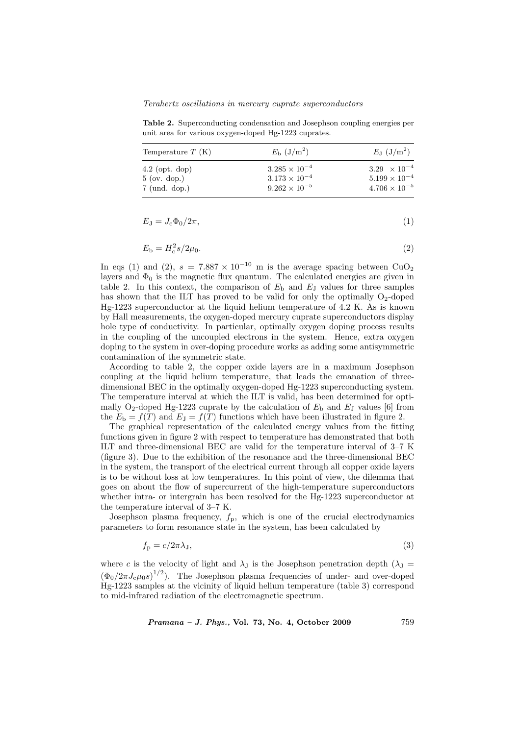**Table 2.** Superconducting condensation and Josephson coupling energies per unit area for various oxygen-doped Hg-1223 cuprates.

| Temperature $T$ (K) | $E_b$ (J/m$^2$) | $E_J$ (J/m$^2$) |
|---|---|---|
| 4.2 (opt. dop) | $3.285 \times 10^{-4}$ | $3.29 \times 10^{-4}$ |
| 5 (ov. dop.) | $3.173 \times 10^{-4}$ | $5.199 \times 10^{-4}$ |
| 7 (und. dop.) | $9.262 \times 10^{-5}$ | $4.706 \times 10^{-5}$ |

$$E_J = J_c \Phi_0 / 2\pi, \tag{1}$$

$$E_b = H_c^2 s / 2\mu_0. \tag{2}$$

In eqs (1) and (2), $s = 7.887 \times 10^{-10}$ m is the average spacing between $CuO_2$ layers and $\Phi_0$ is the magnetic flux quantum. The calculated energies are given in table 2. In this context, the comparison of $E_b$ and $E_J$ values for three samples has shown that the ILT has proved to be valid for only the optimally $O_2$-doped Hg-1223 superconductor at the liquid helium temperature of 4.2 K. As is known by Hall measurements, the oxygen-doped mercury cuprate superconductors display hole type of conductivity. In particular, optimally oxygen doping process results in the coupling of the uncoupled electrons in the system. Hence, extra oxygen doping to the system in over-doping procedure works as adding some antisymmetric contamination of the symmetric state.

According to table 2, the copper oxide layers are in a maximum Josephson coupling at the liquid helium temperature, that leads the emanation of three-dimensional BEC in the optimally oxygen-doped Hg-1223 superconducting system. The temperature interval at which the ILT is valid, has been determined for optimally $O_2$-doped Hg-1223 cuprate by the calculation of $E_b$ and $E_J$ values [6] from the $E_b = f(T)$ and $E_J = f(T)$ functions which have been illustrated in figure 2.

The graphical representation of the calculated energy values from the fitting functions given in figure 2 with respect to temperature has demonstrated that both ILT and three-dimensional BEC are valid for the temperature interval of 3–7 K (figure 3). Due to the exhibition of the resonance and the three-dimensional BEC in the system, the transport of the electrical current through all copper oxide layers is to be without loss at low temperatures. In this point of view, the dilemma that goes on about the flow of supercurrent of the high-temperature superconductors whether intra- or intergrain has been resolved for the Hg-1223 superconductor at the temperature interval of 3–7 K.

Josephson plasma frequency, $f_p$, which is one of the crucial electrodynamics parameters to form resonance state in the system, has been calculated by

$$f_p = c / 2\pi\lambda_J, \tag{3}$$

where $c$ is the velocity of light and $\lambda_J$ is the Josephson penetration depth ($\lambda_J = (\Phi_0 / 2\pi J_c \mu_0 s)^{1/2}$). The Josephson plasma frequencies of under- and over-doped Hg-1223 samples at the vicinity of liquid helium temperature (table 3) correspond to mid-infrared radiation of the electromagnetic spectrum.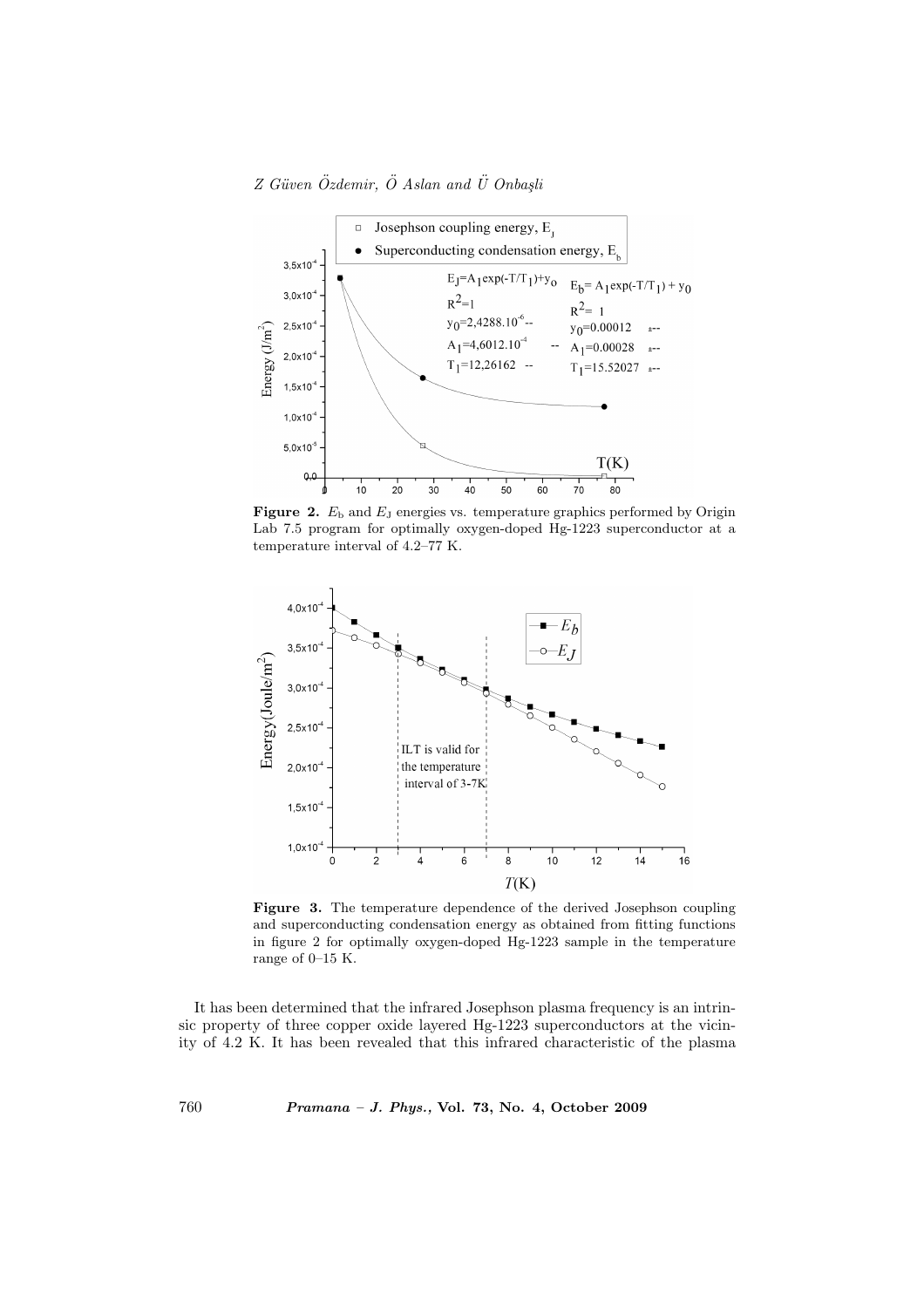Josephson coupling energy, $E_J$

Superconducting condensation energy, $E_b$

$E_J=A_1\exp(-T/T_1)+y_0$

$R^2=1$

$y_0=2,4288.10^{-6}$ --

$A_1=4,6012.10^{-4}$ --

$T_1=12,26162$ --

$E_b= A_1\exp(-T/T_1) + y_0$

$R^2= 1$

$y_0=0.00012$ ±--

$A_1=0.00028$ ±--

$T_1=15.52027$ ±--

Energy (J/m$^2$)

T(K)

0,0 5,0x10$^{-5}$ 1,0x10$^{-4}$ 1,5x10$^{-4}$ 2,0x10$^{-4}$ 2,5x10$^{-4}$ 3,0x10$^{-4}$ 3,5x10$^{-4}$

0 10 20 30 40 50 60 70 80

**Figure 2.** $E_b$ and $E_J$ energies vs. temperature graphics performed by Origin Lab 7.5 program for optimally oxygen-doped Hg-1223 superconductor at a temperature interval of 4.2–77 K.

$E_b$

$E_J$

ILT is valid for the temperature interval of 3-7K

Energy(Joule/m$^2$)

$T$(K)

1,0x10$^{-4}$ 1,5x10$^{-4}$ 2,0x10$^{-4}$ 2,5x10$^{-4}$ 3,0x10$^{-4}$ 3,5x10$^{-4}$ 4,0x10$^{-4}$

0 2 4 6 8 10 12 14 16

**Figure 3.** The temperature dependence of the derived Josephson coupling and superconducting condensation energy as obtained from fitting functions in figure 2 for optimally oxygen-doped Hg-1223 sample in the temperature range of 0–15 K.

It has been determined that the infrared Josephson plasma frequency is an intrinsic property of three copper oxide layered Hg-1223 superconductors at the vicinity of 4.2 K. It has been revealed that this infrared characteristic of the plasma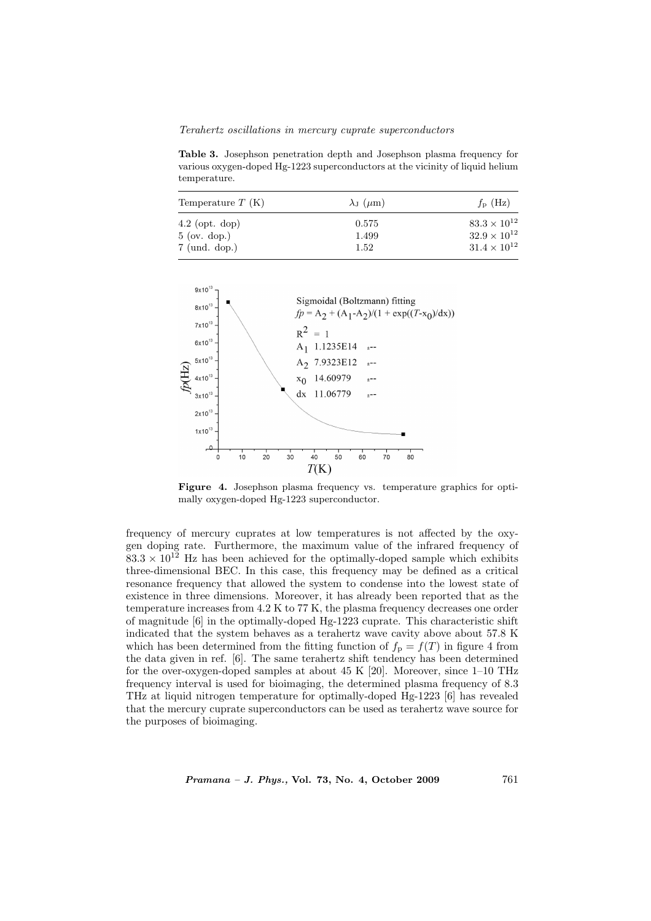**Table 3.** Josephson penetration depth and Josephson plasma frequency for various oxygen-doped Hg-1223 superconductors at the vicinity of liquid helium temperature.

| Temperature $T$ (K) | $\lambda_{\rm J}$ ($\mu$m) | $f_{\rm P}$ (Hz) |
|---|---|---|
| 4.2 (opt. dop) | 0.575 | $83.3 \times 10^{12}$ |
| 5 (ov. dop.) | 1.499 | $32.9 \times 10^{12}$ |
| 7 (und. dop.) | 1.52 | $31.4 \times 10^{12}$ |

Sigmoidal (Boltzmann) fitting

$fp = A_2 + (A_1 - A_2)/(1 + \exp((T - x_0)/dx))$

$R^2 = 1$

$A_1$ 1.1235E14 ±--

$A_2$ 7.9323E12 ±--

$x_0$ 14.60979 ±--

dx 11.06779 ±--

$fp$(Hz)

$T$(K)

**Figure 4.** Josephson plasma frequency vs. temperature graphics for optimally oxygen-doped Hg-1223 superconductor.

frequency of mercury cuprates at low temperatures is not affected by the oxygen doping rate. Furthermore, the maximum value of the infrared frequency of $83.3 \times 10^{12}$ Hz has been achieved for the optimally-doped sample which exhibits three-dimensional BEC. In this case, this frequency may be defined as a critical resonance frequency that allowed the system to condense into the lowest state of existence in three dimensions. Moreover, it has already been reported that as the temperature increases from 4.2 K to 77 K, the plasma frequency decreases one order of magnitude [6] in the optimally-doped Hg-1223 cuprate. This characteristic shift indicated that the system behaves as a terahertz wave cavity above about 57.8 K which has been determined from the fitting function of $f_{\rm p} = f(T)$ in figure 4 from the data given in ref. [6]. The same terahertz shift tendency has been determined for the over-oxygen-doped samples at about 45 K [20]. Moreover, since 1–10 THz frequency interval is used for bioimaging, the determined plasma frequency of 8.3 THz at liquid nitrogen temperature for optimally-doped Hg-1223 [6] has revealed that the mercury cuprate superconductors can be used as terahertz wave source for the purposes of bioimaging.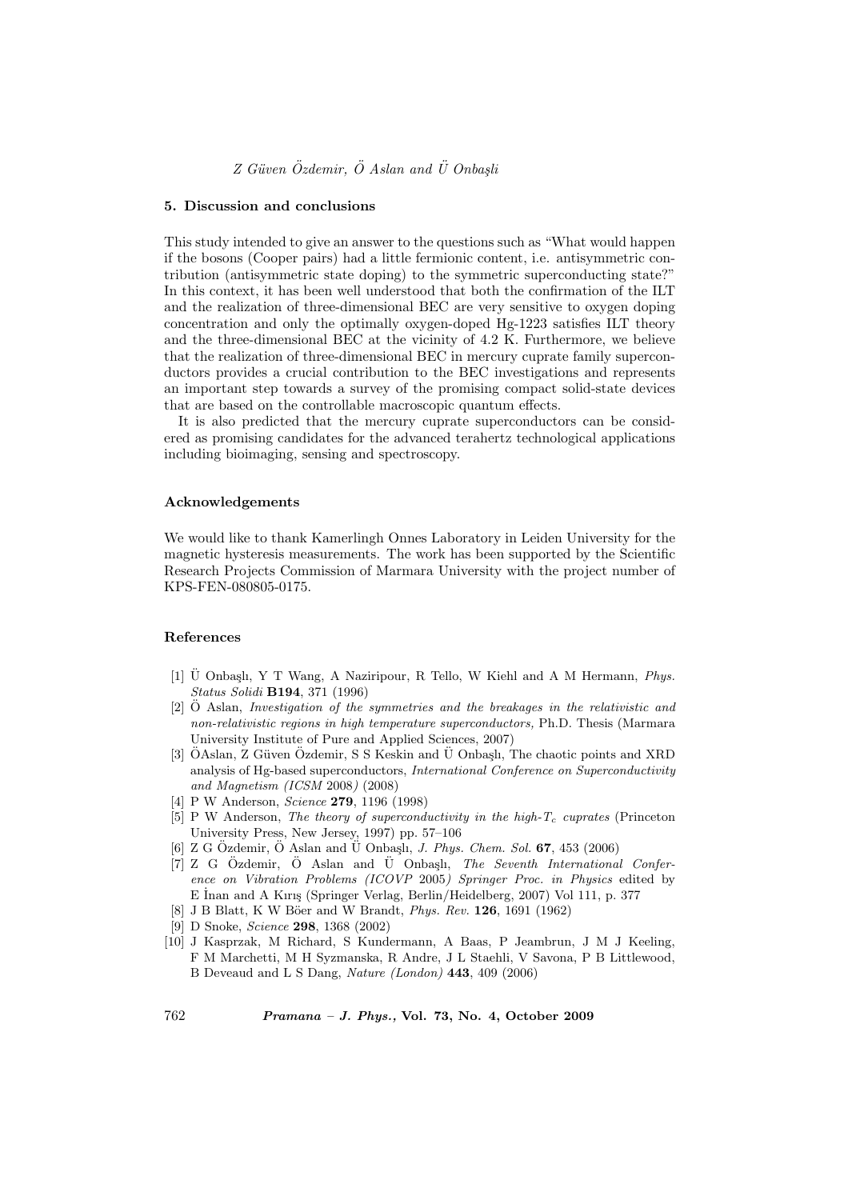## 5. Discussion and conclusions

This study intended to give an answer to the questions such as "What would happen if the bosons (Cooper pairs) had a little fermionic content, i.e. antisymmetric contribution (antisymmetric state doping) to the symmetric superconducting state?" In this context, it has been well understood that both the confirmation of the ILT and the realization of three-dimensional BEC are very sensitive to oxygen doping concentration and only the optimally oxygen-doped Hg-1223 satisfies ILT theory and the three-dimensional BEC at the vicinity of 4.2 K. Furthermore, we believe that the realization of three-dimensional BEC in mercury cuprate family superconductors provides a crucial contribution to the BEC investigations and represents an important step towards a survey of the promising compact solid-state devices that are based on the controllable macroscopic quantum effects.

It is also predicted that the mercury cuprate superconductors can be considered as promising candidates for the advanced terahertz technological applications including bioimaging, sensing and spectroscopy.

## Acknowledgements

We would like to thank Kamerlingh Onnes Laboratory in Leiden University for the magnetic hysteresis measurements. The work has been supported by the Scientific Research Projects Commission of Marmara University with the project number of KPS-FEN-080805-0175.

## References

[1] Ü Onbaşlı, Y T Wang, A Naziripour, R Tello, W Kiehl and A M Hermann, *Phys. Status Solidi* **B194**, 371 (1996)

[2] Ö Aslan, *Investigation of the symmetries and the breakages in the relativistic and non-relativistic regions in high temperature superconductors,* Ph.D. Thesis (Marmara University Institute of Pure and Applied Sciences, 2007)

[3] ÖAslan, Z Güven Özdemir, S S Keskin and Ü Onbaşlı, The chaotic points and XRD analysis of Hg-based superconductors, *International Conference on Superconductivity and Magnetism (ICSM* 2008*)* (2008)

[4] P W Anderson, *Science* **279**, 1196 (1998)

[5] P W Anderson, *The theory of superconductivity in the high-$T_c$ cuprates* (Princeton University Press, New Jersey, 1997) pp. 57–106

[6] Z G Özdemir, Ö Aslan and Ü Onbaşlı, *J. Phys. Chem. Sol.* **67**, 453 (2006)

[7] Z G Özdemir, Ö Aslan and Ü Onbaşlı, *The Seventh International Conference on Vibration Problems (ICOVP* 2005*) Springer Proc. in Physics* edited by E İnan and A Kırış (Springer Verlag, Berlin/Heidelberg, 2007) Vol 111, p. 377

[8] J B Blatt, K W Böer and W Brandt, *Phys. Rev.* **126**, 1691 (1962)

[9] D Snoke, *Science* **298**, 1368 (2002)

[10] J Kasprzak, M Richard, S Kundermann, A Baas, P Jeambrun, J M J Keeling, F M Marchetti, M H Syzmanska, R Andre, J L Staehli, V Savona, P B Littlewood, B Deveaud and L S Dang, *Nature (London)* **443**, 409 (2006)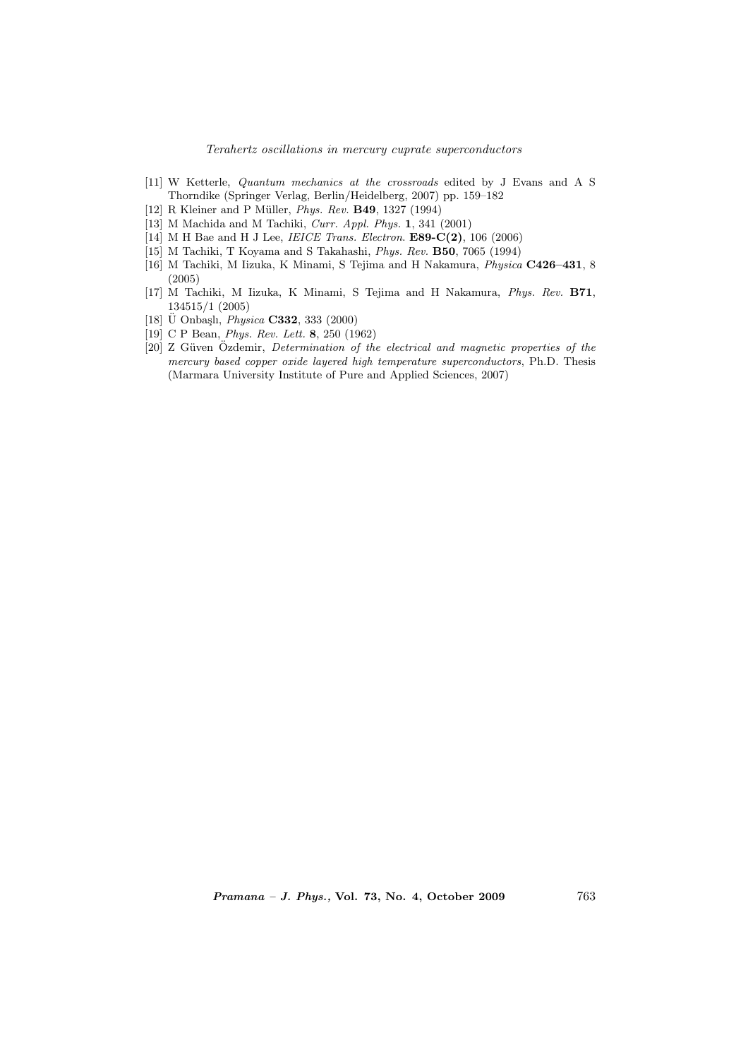[11] W Ketterle, *Quantum mechanics at the crossroads* edited by J Evans and A S Thorndike (Springer Verlag, Berlin/Heidelberg, 2007) pp. 159–182

[12] R Kleiner and P Müller, *Phys. Rev.* **B49**, 1327 (1994)

[13] M Machida and M Tachiki, *Curr. Appl. Phys.* **1**, 341 (2001)

[14] M H Bae and H J Lee, *IEICE Trans. Electron.* **E89-C(2)**, 106 (2006)

[15] M Tachiki, T Koyama and S Takahashi, *Phys. Rev.* **B50**, 7065 (1994)

[16] M Tachiki, M Iizuka, K Minami, S Tejima and H Nakamura, *Physica* **C426–431**, 8 (2005)

[17] M Tachiki, M Iizuka, K Minami, S Tejima and H Nakamura, *Phys. Rev.* **B71**, 134515/1 (2005)

[18] Ü Onbaşlı, *Physica* **C332**, 333 (2000)

[19] C P Bean, *Phys. Rev. Lett.* **8**, 250 (1962)

[20] Z Güven Özdemir, *Determination of the electrical and magnetic properties of the mercury based copper oxide layered high temperature superconductors*, Ph.D. Thesis (Marmara University Institute of Pure and Applied Sciences, 2007)